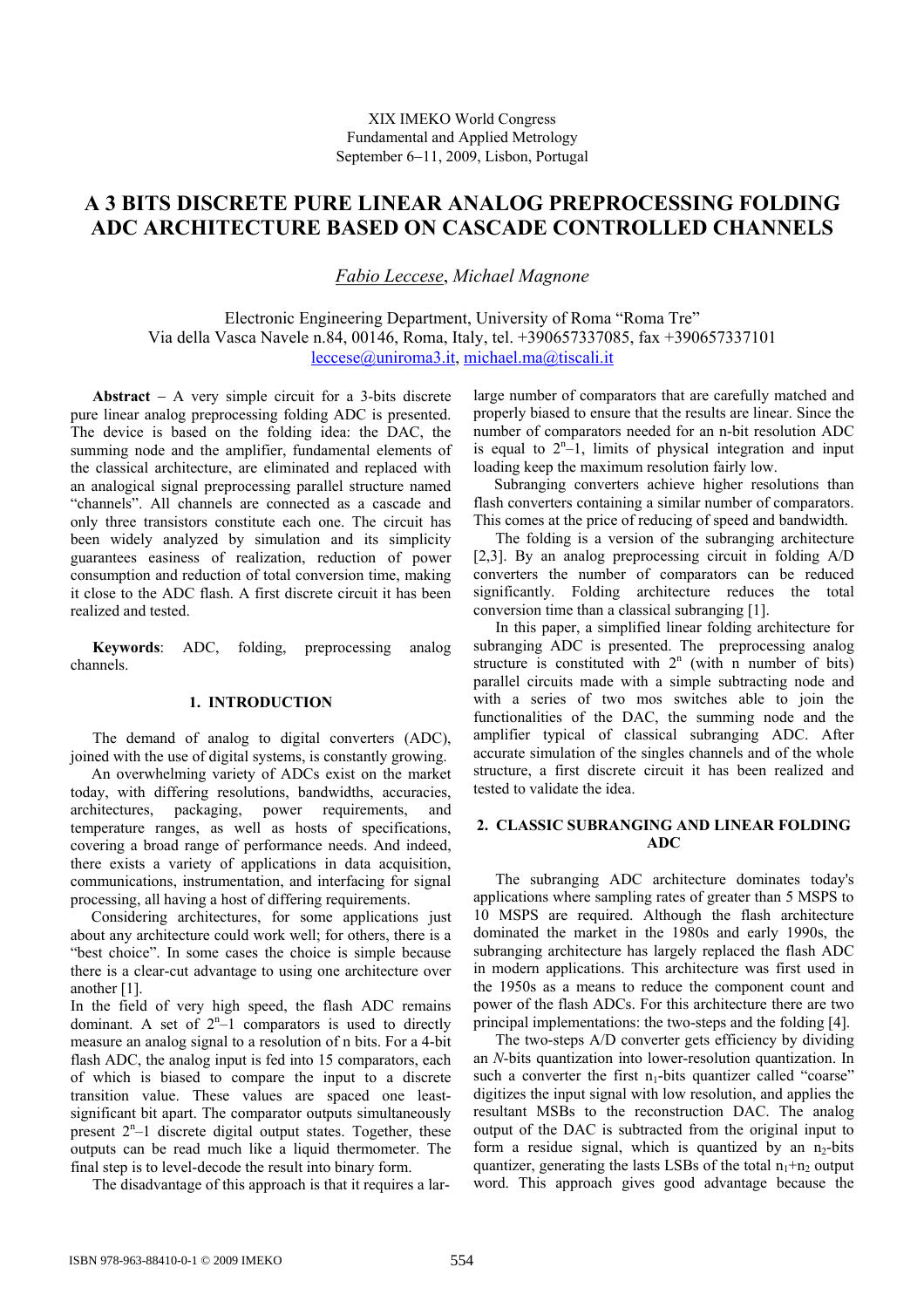XIX IMEKO World Congress
Fundamental and Applied Metrology
September 6−11, 2009, Lisbon, Portugal

# A 3 BITS DISCRETE PURE LINEAR ANALOG PREPROCESSING FOLDING ADC ARCHITECTURE BASED ON CASCADE CONTROLLED CHANNELS

*Fabio Leccese*, *Michael Magnone*

Electronic Engineering Department, University of Roma "Roma Tre"
Via della Vasca Navele n.84, 00146, Roma, Italy, tel. +390657337085, fax +390657337101
leccese@uniroma3.it, michael.ma@tiscali.it

**Abstract** − A very simple circuit for a 3-bits discrete pure linear analog preprocessing folding ADC is presented. The device is based on the folding idea: the DAC, the summing node and the amplifier, fundamental elements of the classical architecture, are eliminated and replaced with an analogical signal preprocessing parallel structure named "channels". All channels are connected as a cascade and only three transistors constitute each one. The circuit has been widely analyzed by simulation and its simplicity guarantees easiness of realization, reduction of power consumption and reduction of total conversion time, making it close to the ADC flash. A first discrete circuit it has been realized and tested.

**Keywords**: ADC, folding, preprocessing analog channels.

## 1. INTRODUCTION

The demand of analog to digital converters (ADC), joined with the use of digital systems, is constantly growing.

An overwhelming variety of ADCs exist on the market today, with differing resolutions, bandwidths, accuracies, architectures, packaging, power requirements, and temperature ranges, as well as hosts of specifications, covering a broad range of performance needs. And indeed, there exists a variety of applications in data acquisition, communications, instrumentation, and interfacing for signal processing, all having a host of differing requirements.

Considering architectures, for some applications just about any architecture could work well; for others, there is a "best choice". In some cases the choice is simple because there is a clear-cut advantage to using one architecture over another [1].

In the field of very high speed, the flash ADC remains dominant. A set of $2^n$–1 comparators is used to directly measure an analog signal to a resolution of n bits. For a 4-bit flash ADC, the analog input is fed into 15 comparators, each of which is biased to compare the input to a discrete transition value. These values are spaced one least-significant bit apart. The comparator outputs simultaneously present $2^n$–1 discrete digital output states. Together, these outputs can be read much like a liquid thermometer. The final step is to level-decode the result into binary form.

The disadvantage of this approach is that it requires a large number of comparators that are carefully matched and properly biased to ensure that the results are linear. Since the number of comparators needed for an n-bit resolution ADC is equal to $2^n$–1, limits of physical integration and input loading keep the maximum resolution fairly low.

Subranging converters achieve higher resolutions than flash converters containing a similar number of comparators. This comes at the price of reducing of speed and bandwidth.

The folding is a version of the subranging architecture [2,3]. By an analog preprocessing circuit in folding A/D converters the number of comparators can be reduced significantly. Folding architecture reduces the total conversion time than a classical subranging [1].

In this paper, a simplified linear folding architecture for subranging ADC is presented. The preprocessing analog structure is constituted with $2^n$ (with n number of bits) parallel circuits made with a simple subtracting node and with a series of two mos switches able to join the functionalities of the DAC, the summing node and the amplifier typical of classical subranging ADC. After accurate simulation of the singles channels and of the whole structure, a first discrete circuit it has been realized and tested to validate the idea.

## 2. CLASSIC SUBRANGING AND LINEAR FOLDING ADC

The subranging ADC architecture dominates today's applications where sampling rates of greater than 5 MSPS to 10 MSPS are required. Although the flash architecture dominated the market in the 1980s and early 1990s, the subranging architecture has largely replaced the flash ADC in modern applications. This architecture was first used in the 1950s as a means to reduce the component count and power of the flash ADCs. For this architecture there are two principal implementations: the two-steps and the folding [4].

The two-steps A/D converter gets efficiency by dividing an *N*-bits quantization into lower-resolution quantization. In such a converter the first $n_1$-bits quantizer called "coarse" digitizes the input signal with low resolution, and applies the resultant MSBs to the reconstruction DAC. The analog output of the DAC is subtracted from the original input to form a residue signal, which is quantized by an $n_2$-bits quantizer, generating the lasts LSBs of the total $n_1$+$n_2$ output word. This approach gives good advantage because the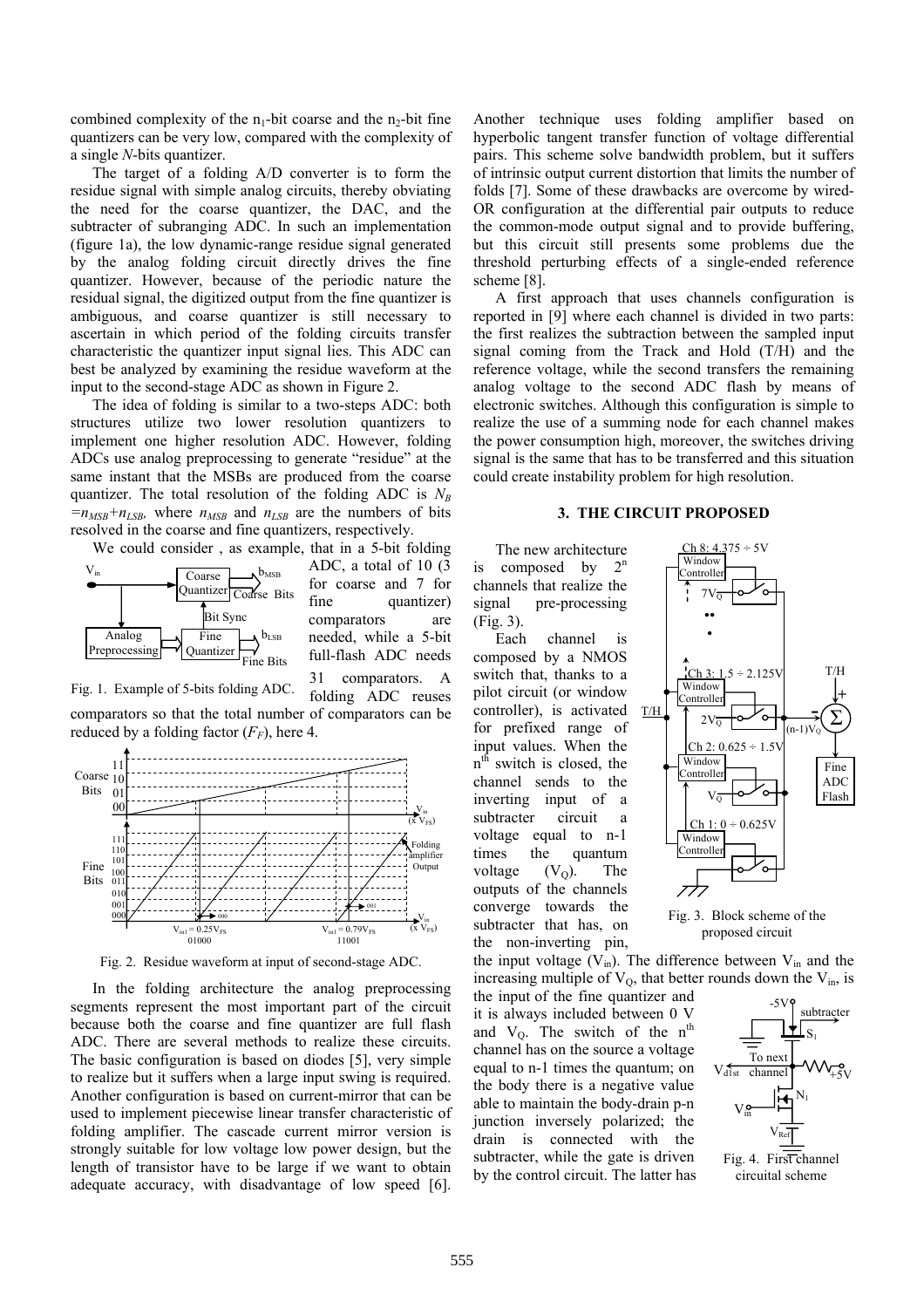combined complexity of the $n_1$-bit coarse and the $n_2$-bit fine quantizers can be very low, compared with the complexity of a single *N*-bits quantizer.

The target of a folding A/D converter is to form the residue signal with simple analog circuits, thereby obviating the need for the coarse quantizer, the DAC, and the subtracter of subranging ADC. In such an implementation (figure 1a), the low dynamic-range residue signal generated by the analog folding circuit directly drives the fine quantizer. However, because of the periodic nature the residual signal, the digitized output from the fine quantizer is ambiguous, and coarse quantizer is still necessary to ascertain in which period of the folding circuits transfer characteristic the quantizer input signal lies. This ADC can best be analyzed by examining the residue waveform at the input to the second-stage ADC as shown in Figure 2.

The idea of folding is similar to a two-steps ADC: both structures utilize two lower resolution quantizers to implement one higher resolution ADC. However, folding ADCs use analog preprocessing to generate "residue" at the same instant that the MSBs are produced from the coarse quantizer. The total resolution of the folding ADC is $N_B = n_{MSB} + n_{LSB}$, where $n_{MSB}$ and $n_{LSB}$ are the numbers of bits resolved in the coarse and fine quantizers, respectively.

We could consider , as example, that in a 5-bit folding ADC, a total of 10 (3 for coarse and 7 for fine quantizer) comparators are needed, while a 5-bit full-flash ADC needs 31 comparators. A folding ADC reuses comparators so that the total number of comparators can be reduced by a folding factor ($F_F$), here 4.

Fig. 1. Example of 5-bits folding ADC.

Fig. 2. Residue waveform at input of second-stage ADC.

In the folding architecture the analog preprocessing segments represent the most important part of the circuit because both the coarse and fine quantizer are full flash ADC. There are several methods to realize these circuits. The basic configuration is based on diodes [5], very simple to realize but it suffers when a large input swing is required. Another configuration is based on current-mirror that can be used to implement piecewise linear transfer characteristic of folding amplifier. The cascade current mirror version is strongly suitable for low voltage low power design, but the length of transistor have to be large if we want to obtain adequate accuracy, with disadvantage of low speed [6]. Another technique uses folding amplifier based on hyperbolic tangent transfer function of voltage differential pairs. This scheme solve bandwidth problem, but it suffers of intrinsic output current distortion that limits the number of folds [7]. Some of these drawbacks are overcome by wired-OR configuration at the differential pair outputs to reduce the common-mode output signal and to provide buffering, but this circuit still presents some problems due the threshold perturbing effects of a single-ended reference scheme [8].

A first approach that uses channels configuration is reported in [9] where each channel is divided in two parts: the first realizes the subtraction between the sampled input signal coming from the Track and Hold (T/H) and the reference voltage, while the second transfers the remaining analog voltage to the second ADC flash by means of electronic switches. Although this configuration is simple to realize the use of a summing node for each channel makes the power consumption high, moreover, the switches driving signal is the same that has to be transferred and this situation could create instability problem for high resolution.

## 3. THE CIRCUIT PROPOSED

The new architecture is composed by $2^n$ channels that realize the signal pre-processing (Fig. 3).

Each channel is composed by a NMOS switch that, thanks to a pilot circuit (or window controller), is activated for prefixed range of input values. When the $n^{th}$ switch is closed, the channel sends to the inverting input of a subtracter circuit a voltage equal to n-1 times the quantum voltage ($V_Q$). The outputs of the channels converge towards the subtracter that has, on the non-inverting pin, the input voltage ($V_{in}$). The difference between $V_{in}$ and the increasing multiple of $V_Q$, that better rounds down the $V_{in}$, is the input of the fine quantizer and it is always included between 0 V and $V_Q$. The switch of the $n^{th}$ channel has on the source a voltage equal to n-1 times the quantum; on the body there is a negative value able to maintain the body-drain p-n junction inversely polarized; the drain is connected with the subtracter, while the gate is driven by the control circuit. The latter has

Fig. 3. Block scheme of the proposed circuit

Fig. 4. First channel circuital scheme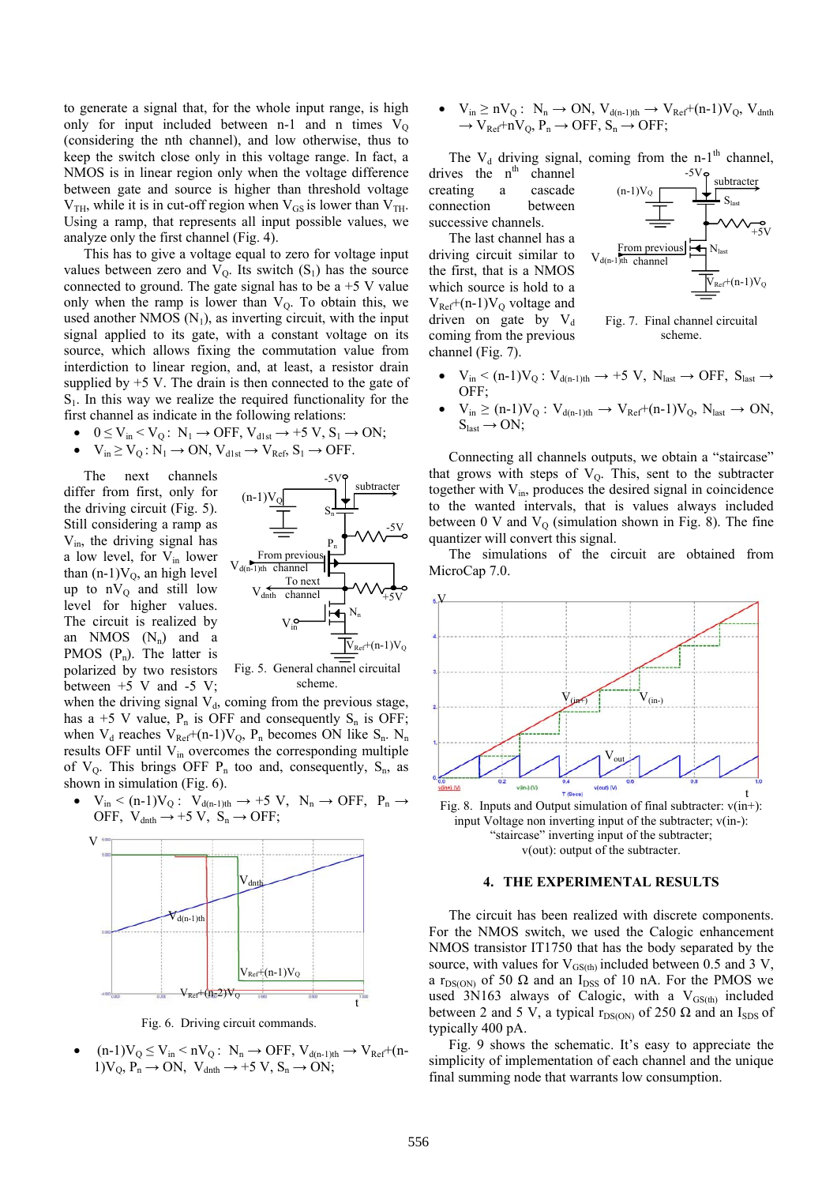to generate a signal that, for the whole input range, is high only for input included between n-1 and n times $V_Q$ (considering the nth channel), and low otherwise, thus to keep the switch close only in this voltage range. In fact, a NMOS is in linear region only when the voltage difference between gate and source is higher than threshold voltage $V_{TH}$, while it is in cut-off region when $V_{GS}$ is lower than $V_{TH}$. Using a ramp, that represents all input possible values, we analyze only the first channel (Fig. 4).

This has to give a voltage equal to zero for voltage input values between zero and $V_Q$. Its switch ($S_1$) has the source connected to ground. The gate signal has to be a +5 V value only when the ramp is lower than $V_Q$. To obtain this, we used another NMOS ($N_1$), as inverting circuit, with the input signal applied to its gate, with a constant voltage on its source, which allows fixing the commutation value from interdiction to linear region, and, at least, a resistor drain supplied by +5 V. The drain is then connected to the gate of $S_1$. In this way we realize the required functionality for the first channel as indicate in the following relations:

- $0 \le V_{in} < V_Q$: $N_1 \rightarrow$ OFF, $V_{d1st} \rightarrow +5$ V, $S_1 \rightarrow$ ON;
- $V_{in} \ge V_Q$: $N_1 \rightarrow$ ON, $V_{d1st} \rightarrow V_{Ref}$, $S_1 \rightarrow$ OFF.

The next channels differ from first, only for the driving circuit (Fig. 5). Still considering a ramp as $V_{in}$, the driving signal has a low level, for $V_{in}$ lower than $(n\text{-}1)V_Q$, an high level up to $nV_Q$ and still low level for higher values. The circuit is realized by an NMOS ($N_n$) and a PMOS ($P_n$). The latter is polarized by two resistors between +5 V and -5 V; when the driving signal $V_d$, coming from the previous stage, has a +5 V value, $P_n$ is OFF and consequently $S_n$ is OFF; when $V_d$ reaches $V_{Ref}+(n\text{-}1)V_Q$, $P_n$ becomes ON like $S_n$. $N_n$ results OFF until $V_{in}$ overcomes the corresponding multiple of $V_Q$. This brings OFF $P_n$ too and, consequently, $S_n$, as shown in simulation (Fig. 6).

Fig. 5. General channel circuital scheme.

- $V_{in} < (n\text{-}1)V_Q$: $V_{d(n-1)th} \rightarrow +5$ V, $N_n \rightarrow$ OFF, $P_n \rightarrow$ OFF, $V_{dnth} \rightarrow +5$ V, $S_n \rightarrow$ OFF;

Fig. 6. Driving circuit commands.

- $(n\text{-}1)V_Q \le V_{in} < nV_Q$: $N_n \rightarrow$ OFF, $V_{d(n-1)th} \rightarrow V_{Ref}+(n\text{-}1)V_Q$, $P_n \rightarrow$ ON, $V_{dnth} \rightarrow +5$ V, $S_n \rightarrow$ ON;
- $V_{in} \ge nV_Q$: $N_n \rightarrow$ ON, $V_{d(n-1)th} \rightarrow V_{Ref}+(n\text{-}1)V_Q$, $V_{dnth} \rightarrow V_{Ref}+nV_Q$, $P_n \rightarrow$ OFF, $S_n \rightarrow$ OFF;

The $V_d$ driving signal, coming from the n-1[th] channel, drives the n[th] channel creating a cascade connection between successive channels.

The last channel has a driving circuit similar to the first, that is a NMOS which source is hold to a $V_{Ref}+(n\text{-}1)V_Q$ voltage and driven on gate by $V_d$ coming from the previous channel (Fig. 7).

Fig. 7. Final channel circuital scheme.

- $V_{in} < (n\text{-}1)V_Q$: $V_{d(n-1)th} \rightarrow +5$ V, $N_{last} \rightarrow$ OFF, $S_{last} \rightarrow$ OFF;
- $V_{in} \ge (n\text{-}1)V_Q$: $V_{d(n-1)th} \rightarrow V_{Ref}+(n\text{-}1)V_Q$, $N_{last} \rightarrow$ ON, $S_{last} \rightarrow$ ON;

Connecting all channels outputs, we obtain a "staircase" that grows with steps of $V_Q$. This, sent to the subtracter together with $V_{in}$, produces the desired signal in coincidence to the wanted intervals, that is values always included between 0 V and $V_Q$ (simulation shown in Fig. 8). The fine quantizer will convert this signal.

The simulations of the circuit are obtained from MicroCap 7.0.

Fig. 8. Inputs and Output simulation of final subtracter: v(in+): input Voltage non inverting input of the subtracter; v(in-): "staircase" inverting input of the subtracter; v(out): output of the subtracter.

## 4. THE EXPERIMENTAL RESULTS

The circuit has been realized with discrete components. For the NMOS switch, we used the Calogic enhancement NMOS transistor IT1750 that has the body separated by the source, with values for $V_{GS(th)}$ included between 0.5 and 3 V, a $r_{DS(ON)}$ of 50 Ω and an $I_{DSS}$ of 10 nA. For the PMOS we used 3N163 always of Calogic, with a $V_{GS(th)}$ included between 2 and 5 V, a typical $r_{DS(ON)}$ of 250 Ω and an $I_{SDS}$ of typically 400 pA.

Fig. 9 shows the schematic. It's easy to appreciate the simplicity of implementation of each channel and the unique final summing node that warrants low consumption.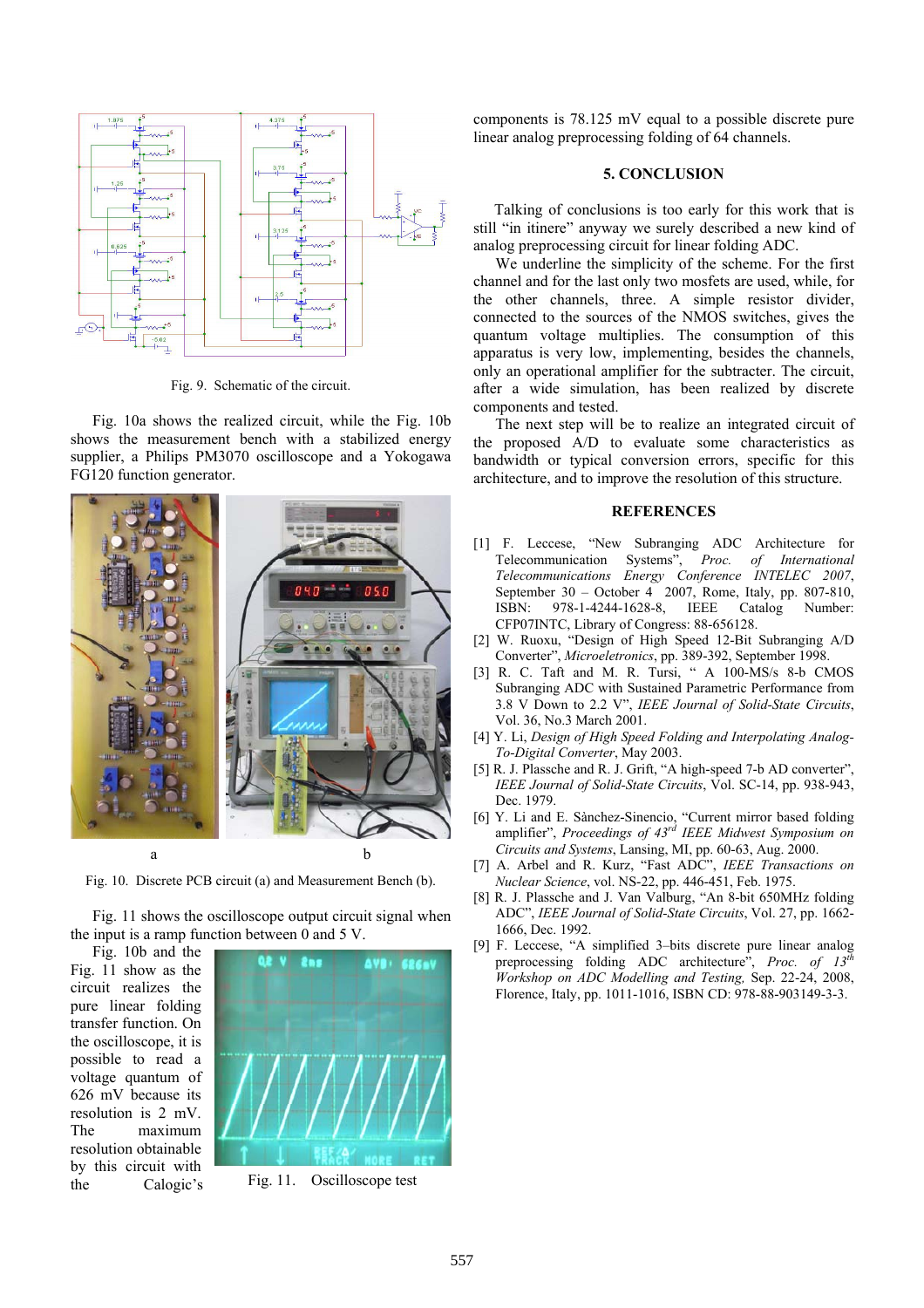Fig. 9. Schematic of the circuit.

Fig. 10a shows the realized circuit, while the Fig. 10b shows the measurement bench with a stabilized energy supplier, a Philips PM3070 oscilloscope and a Yokogawa FG120 function generator.

a b

Fig. 10. Discrete PCB circuit (a) and Measurement Bench (b).

Fig. 11 shows the oscilloscope output circuit signal when the input is a ramp function between 0 and 5 V.

Fig. 10b and the Fig. 11 show as the circuit realizes the pure linear folding transfer function. On the oscilloscope, it is possible to read a voltage quantum of 626 mV because its resolution is 2 mV. The maximum resolution obtainable by this circuit with the Calogic's components is 78.125 mV equal to a possible discrete pure linear analog preprocessing folding of 64 channels.

Fig. 11. Oscilloscope test

## 5. CONCLUSION

Talking of conclusions is too early for this work that is still "in itinere" anyway we surely described a new kind of analog preprocessing circuit for linear folding ADC.

We underline the simplicity of the scheme. For the first channel and for the last only two mosfets are used, while, for the other channels, three. A simple resistor divider, connected to the sources of the NMOS switches, gives the quantum voltage multiples. The consumption of this apparatus is very low, implementing, besides the channels, only an operational amplifier for the subtracter. The circuit, after a wide simulation, has been realized by discrete components and tested.

The next step will be to realize an integrated circuit of the proposed A/D to evaluate some characteristics as bandwidth or typical conversion errors, specific for this architecture, and to improve the resolution of this structure.

## REFERENCES

[1] F. Leccese, "New Subranging ADC Architecture for Telecommunication Systems", *Proc. of International Telecommunications Energy Conference INTELEC 2007*, September 30 – October 4 2007, Rome, Italy, pp. 807-810, ISBN: 978-1-4244-1628-8, IEEE Catalog Number: CFP07INTC, Library of Congress: 88-656128.

[2] W. Ruoxu, "Design of High Speed 12-Bit Subranging A/D Converter", *Microeletronics*, pp. 389-392, September 1998.

[3] R. C. Taft and M. R. Tursi, " A 100-MS/s 8-b CMOS Subranging ADC with Sustained Parametric Performance from 3.8 V Down to 2.2 V", *IEEE Journal of Solid-State Circuits*, Vol. 36, No.3 March 2001.

[4] Y. Li, *Design of High Speed Folding and Interpolating Analog-To-Digital Converter*, May 2003.

[5] R. J. Plassche and R. J. Grift, "A high-speed 7-b AD converter", *IEEE Journal of Solid-State Circuits*, Vol. SC-14, pp. 938-943, Dec. 1979.

[6] Y. Li and E. Sànchez-Sinencio, "Current mirror based folding amplifier", *Proceedings of 43rd IEEE Midwest Symposium on Circuits and Systems*, Lansing, MI, pp. 60-63, Aug. 2000.

[7] A. Arbel and R. Kurz, "Fast ADC", *IEEE Transactions on Nuclear Science*, vol. NS-22, pp. 446-451, Feb. 1975.

[8] R. J. Plassche and J. Van Valburg, "An 8-bit 650MHz folding ADC", *IEEE Journal of Solid-State Circuits*, Vol. 27, pp. 1662-1666, Dec. 1992.

[9] F. Leccese, "A simplified 3–bits discrete pure linear analog preprocessing folding ADC architecture", *Proc. of 13th Workshop on ADC Modelling and Testing,* Sep. 22-24, 2008, Florence, Italy, pp. 1011-1016, ISBN CD: 978-88-903149-3-3.